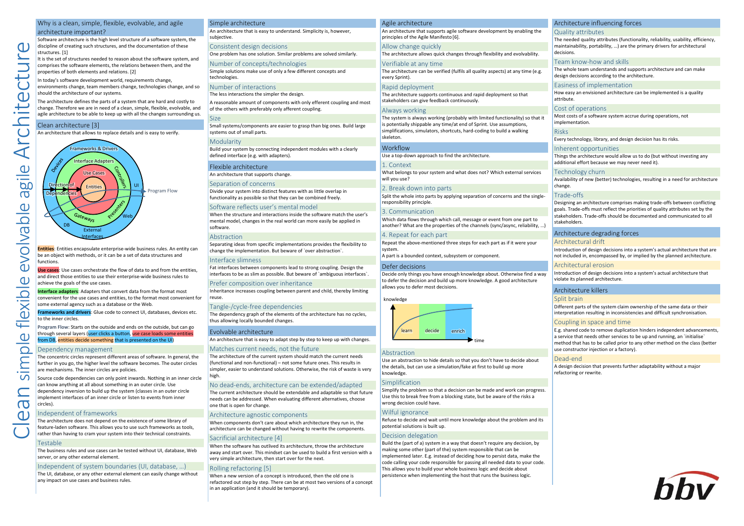# Clean simple flexible evolvable agile Architecture

## Why is a clean, simple, flexible, evolvable, and agile architecture important?

Software architecture is the high level structure of a software system, the discipline of creating such structures, and the documentation of these structures. [1]

It is the set of structures needed to reason about the software system, and comprises the software elements, the relations between them, and the properties of both elements and relations. [2]

In today's software development world, requirements change, environments change, team members change, technologies change, and so should the architecture of our systems.

The architecture defines the parts of a system that are hard and costly to change. Therefore we are in need of a clean, simple, flexible, evolvable, and agile architecture to be able to keep up with all the changes surrounding us.

## Clean architecture [3]

An architecture that allows to replace details and is easy to verify.

Frameworks & Drivers, Interface Adapters, Use Cases, Entities, Devices, Controllers, UI, Direction of Dependencies, Program Flow, Gateways, Presenters, Web, DB, External Interfaces

**Entities**: Entities encapsulate enterprise-wide business rules. An entity can be an object with methods, or it can be a set of data structures and functions.

**Use cases**: Use cases orchestrate the flow of data to and from the entities, and direct those entities to use their enterprise-wide business rules to achieve the goals of the use cases.

**Interface adapters**: Adapters that convert data from the format most convenient for the use cases and entities, to the format most convenient for some external agency such as a database or the Web.

**Frameworks and drivers**: Glue code to connect UI, databases, devices etc. to the inner circles.

**Program Flow**: Starts on the outside and ends on the outside, but can go through several layers (user clicks a button, use case loads some entities from DB, entities decide something that is presented on the UI)

### Dependency management

The concentric circles represent different areas of software. In general, the further in you go, the higher level the software becomes. The outer circles are mechanisms. The inner circles are policies.

Source code dependencies can only point inwards. Nothing in an inner circle can know anything at all about something in an outer circle. Use dependency inversion to build up the system (classes in an outer circle implement interfaces of an inner circle or listen to events from inner circles).

### Independent of frameworks

The architecture does not depend on the existence of some library of feature-laden software. This allows you to use such frameworks as tools, rather than having to cram your system into their technical constraints.

### Testable

The business rules and use cases can be tested without UI, database, Web server, or any other external element.

### Independent of system boundaries (UI, database, …)

The UI, database, or any other external element can easily change without any impact on use cases and business rules.

## Simple architecture

An architecture that is easy to understand. Simplicity is, however, subjective.

### Consistent design decisions

One problem has one solution. Similar problems are solved similarly.

### Number of concepts/technologies

Simple solutions make use of only a few different concepts and technologies.

### Number of interactions

The less interactions the simpler the design.

A reasonable amount of components with only efferent coupling and most of the others with preferably only afferent coupling.

### Size

Small systems/components are easier to grasp than big ones. Build large systems out of small parts.

### Modularity

Build your system by connecting independent modules with a clearly defined interface (e.g. with adapters).

## Flexible architecture

An architecture that supports change.

### Separation of concerns

Divide your system into distinct features with as little overlap in functionality as possible so that they can be combined freely.

### Software reflects user's mental model

When the structure and interactions inside the software match the user's mental model, changes in the real world can more easily be applied in software.

### Abstraction

Separating ideas from specific implementations provides the flexibility to change the implementation. But beware of `over abstraction`.

### Interface slimness

Fat interfaces between components lead to strong coupling. Design the interfaces to be as slim as possible. But beware of `ambiguous interfaces`.

### Prefer composition over inheritance

Inheritance increases coupling between parent and child, thereby limiting reuse.

### Tangle-/cycle-free dependencies

The dependency graph of the elements of the architecture has no cycles, thus allowing locally bounded changes.

## Evolvable architecture

An architecture that is easy to adapt step by step to keep up with changes.

### Matches current needs, not the future

The architecture of the current system should match the current needs (functional and non-functional) – not some future ones. This results in simpler, easier to understand solutions. Otherwise, the risk of waste is very high.

### No dead-ends, architecture can be extended/adapted

The current architecture should be extendable and adaptable so that future needs can be addressed. When evaluating different alternatives, choose one that is open for change.

### Architecture agnostic components

When components don't care about which architecture they run in, the architecture can be changed without having to rewrite the components.

### Sacrificial architecture [4]

When the software has outlived its architecture, throw the architecture away and start over. This mindset can be used to build a first version with a very simple architecture, then start over for the next.

### Rolling refactoring [5]

When a new version of a concept is introduced, then the old one is refactored out step by step. There can be at most two versions of a concept in an application (and it should be temporary).

## Agile architecture

An architecture that supports agile software development by enabling the principles of the Agile Manifesto [6].

### Allow change quickly

The architecture allows quick changes through flexibility and evolvability.

### Verifiable at any time

The architecture can be verified (fulfils all quality aspects) at any time (e.g. every Sprint).

### Rapid deployment

The architecture supports continuous and rapid deployment so that stakeholders can give feedback continuously.

### Always working

The system is always working (probably with limited functionality) so that it is potentially shippable any time/at end of Sprint. Use assumptions, simplifications, simulators, shortcuts, hard-coding to build a walking skeleton.

## Workflow

Use a top-down approach to find the architecture.

### 1. Context

What belongs to your system and what does not? Which external services will you use?

### 2. Break down into parts

Split the whole into parts by applying separation of concerns and the single-responsibility principle.

### 3. Communication

Which data flows through which call, message or event from one part to another? What are the properties of the channels (sync/async, reliability, …)

### 4. Repeat for each part

Repeat the above-mentioned three steps for each part as if it were your system.

A part is a bounded context, subsystem or component.

## Defer decisions

Decide only things you have enough knowledge about. Otherwise find a way to defer the decision and build up more knowledge. A good architecture allows you to defer most decisions.

knowledge — learn, decide, enrich — time

### Abstraction

Use an abstraction to hide details so that you don't have to decide about the details, but can use a simulation/fake at first to build up more knowledge.

### Simplification

Simplify the problem so that a decision can be made and work can progress. Use this to break free from a blocking state, but be aware of the risks a wrong decision could have.

### Wilful ignorance

Refuse to decide and wait until more knowledge about the problem and its potential solutions is built up.

### Decision delegation

Build the (part of a) system in a way that doesn't require any decision, by making some other (part of the) system responsible that can be implemented later. E.g. instead of deciding how to persist data, make the code calling your code responsible for passing all needed data to your code. This allows you to build your whole business logic and decide about persistence when implementing the host that runs the business logic.

## Architecture influencing forces

### Quality attributes

The needed quality attributes (functionality, reliability, usability, efficiency, maintainability, portability, …) are the primary drivers for architectural decisions.

### Team know-how and skills

The whole team understands and supports architecture and can make design decisions according to the architecture.

### Easiness of implementation

How easy an envisioned architecture can be implemented is a quality attribute.

### Cost of operations

Most costs of a software system accrue during operations, not implementation.

### Risks

Every technology, library, and design decision has its risks.

### Inherent opportunities

Things the architecture would allow us to do (but without investing any additional effort because we may never need it).

### Technology churn

Availability of new (better) technologies, resulting in a need for architecture change.

### Trade-offs

Designing an architecture comprises making trade-offs between conflicting goals. Trade-offs must reflect the priorities of quality attributes set by the stakeholders. Trade-offs should be documented and communicated to all stakeholders.

## Architecture degrading forces

### Architectural drift

Introduction of design decisions into a system's actual architecture that are not included in, encompassed by, or implied by the planned architecture.

### Architectural erosion

Introduction of design decisions into a system's actual architecture that violate its planned architecture.

## Architecture killers

### Split brain

Different parts of the system claim ownership of the same data or their interpretation resulting in inconsistencies and difficult synchronisation.

### Coupling in space and time

E.g. shared code to remove duplication hinders independent advancements, a service that needs other services to be up and running, an `initialise` method that has to be called prior to any other method on the class (better use constructor injection or a factory).

### Dead-end

A design decision that prevents further adaptability without a major refactoring or rewrite.

bbv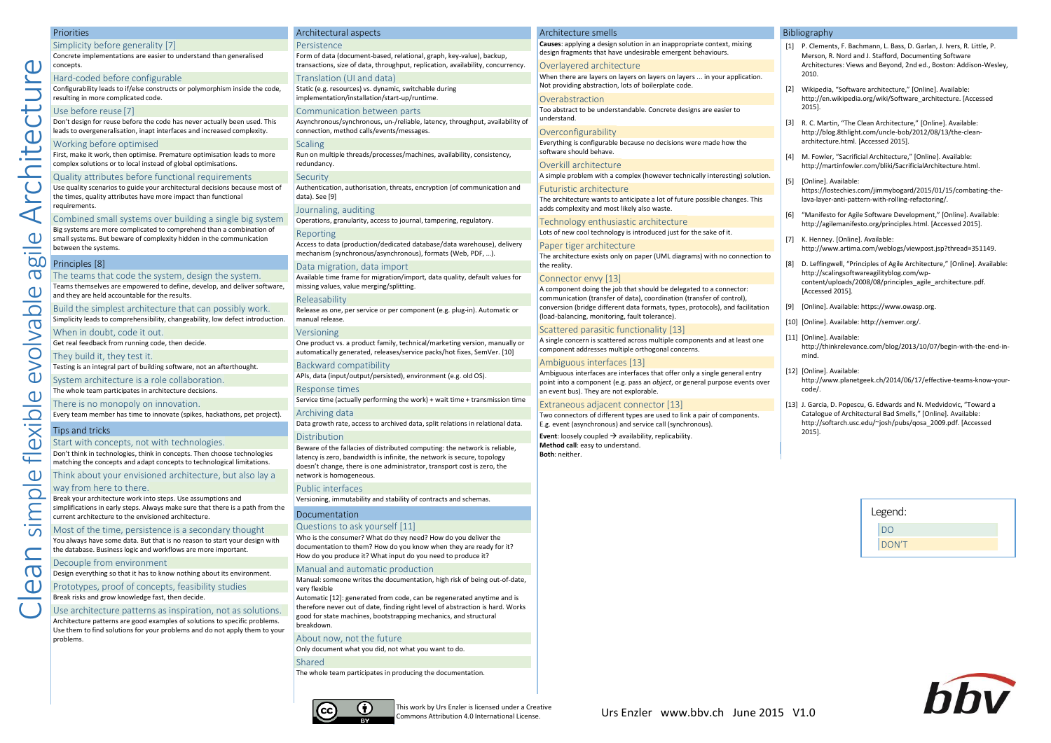# Clean simple flexible evolvable agile Architecture

## Priorities

### Simplicity before generality [7]

Concrete implementations are easier to understand than generalised concepts.

### Hard-coded before configurable

Configurability leads to if/else constructs or polymorphism inside the code, resulting in more complicated code.

### Use before reuse [7]

Don't design for reuse before the code has never actually been used. This leads to overgeneralisation, inapt interfaces and increased complexity.

### Working before optimised

First, make it work, then optimise. Premature optimisation leads to more complex solutions or to local instead of global optimisations.

### Quality attributes before functional requirements

Use quality scenarios to guide your architectural decisions because most of the times, quality attributes have more impact than functional requirements.

### Combined small systems over building a single big system

Big systems are more complicated to comprehend than a combination of small systems. But beware of complexity hidden in the communication between the systems.

## Principles [8]

### The teams that code the system, design the system.

Teams themselves are empowered to define, develop, and deliver software, and they are held accountable for the results.

### Build the simplest architecture that can possibly work.

Simplicity leads to comprehensibility, changeability, low defect introduction.

### When in doubt, code it out.

Get real feedback from running code, then decide.

### They build it, they test it.

Testing is an integral part of building software, not an afterthought.

### System architecture is a role collaboration.

The whole team participates in architecture decisions.

### There is no monopoly on innovation.

Every team member has time to innovate (spikes, hackathons, pet project).

## Tips and tricks

### Start with concepts, not with technologies.

Don't think in technologies, think in concepts. Then choose technologies matching the concepts and adapt concepts to technological limitations.

### Think about your envisioned architecture, but also lay a way from here to there.

Break your architecture work into steps. Use assumptions and simplifications in early steps. Always make sure that there is a path from the current architecture to the envisioned architecture.

### Most of the time, persistence is a secondary thought

You always have some data. But that is no reason to start your design with the database. Business logic and workflows are more important.

### Decouple from environment

Design everything so that it has to know nothing about its environment.

### Prototypes, proof of concepts, feasibility studies

Break risks and grow knowledge fast, then decide.

### Use architecture patterns as inspiration, not as solutions.

Architecture patterns are good examples of solutions to specific problems. Use them to find solutions for your problems and do not apply them to your problems.

## Architectural aspects

### Persistence

Form of data (document-based, relational, graph, key-value), backup, transactions, size of data, throughput, replication, availability, concurrency.

### Translation (UI and data)

Static (e.g. resources) vs. dynamic, switchable during implementation/installation/start-up/runtime.

### Communication between parts

Asynchronous/synchronous, un-/reliable, latency, throughput, availability of connection, method calls/events/messages.

### Scaling

Run on multiple threads/processes/machines, availability, consistency, redundancy.

### Security

Authentication, authorisation, threats, encryption (of communication and data). See [9]

### Journaling, auditing

Operations, granularity, access to journal, tampering, regulatory.

### Reporting

Access to data (production/dedicated database/data warehouse), delivery mechanism (synchronous/asynchronous), formats (Web, PDF, …).

### Data migration, data import

Available time frame for migration/import, data quality, default values for missing values, value merging/splitting.

### Releasability

Release as one, per service or per component (e.g. plug-in). Automatic or manual release.

### Versioning

One product vs. a product family, technical/marketing version, manually or automatically generated, releases/service packs/hot fixes, SemVer. [10]

### Backward compatibility

APIs, data (input/output/persisted), environment (e.g. old OS).

### Response times

Service time (actually performing the work) + wait time + transmission time

### Archiving data

Data growth rate, access to archived data, split relations in relational data.

### Distribution

Beware of the fallacies of distributed computing: the network is reliable, latency is zero, bandwidth is infinite, the network is secure, topology doesn't change, there is one administrator, transport cost is zero, the network is homogeneous.

### Public interfaces

Versioning, immutability and stability of contracts and schemas.

## Documentation

### Questions to ask yourself [11]

Who is the consumer? What do they need? How do you deliver the documentation to them? How do you know when they are ready for it? How do you produce it? What input do you need to produce it?

### Manual and automatic production

Manual: someone writes the documentation, high risk of being out-of-date, very flexible

Automatic [12]: generated from code, can be regenerated anytime and is therefore never out of date, finding right level of abstraction is hard. Works good for state machines, bootstrapping mechanics, and structural breakdown.

### About now, not the future

Only document what you did, not what you want to do.

### Shared

The whole team participates in producing the documentation.

## Architecture smells

**Causes**: applying a design solution in an inappropriate context, mixing design fragments that have undesirable emergent behaviours.

### Overlayered architecture

When there are layers on layers on layers on layers … in your application. Not providing abstraction, lots of boilerplate code.

### Overabstraction

Too abstract to be understandable. Concrete designs are easier to understand.

### Overconfigurability

Everything is configurable because no decisions were made how the software should behave.

### Overkill architecture

A simple problem with a complex (however technically interesting) solution.

### Futuristic architecture

The architecture wants to anticipate a lot of future possible changes. This adds complexity and most likely also waste.

### Technology enthusiastic architecture

Lots of new cool technology is introduced just for the sake of it.

### Paper tiger architecture

The architecture exists only on paper (UML diagrams) with no connection to the reality.

### Connector envy [13]

A component doing the job that should be delegated to a connector: communication (transfer of data), coordination (transfer of control), conversion (bridge different data formats, types, protocols), and facilitation (load-balancing, monitoring, fault tolerance).

### Scattered parasitic functionality [13]

A single concern is scattered across multiple components and at least one component addresses multiple orthogonal concerns.

### Ambiguous interfaces [13]

Ambiguous interfaces are interfaces that offer only a single general entry point into a component (e.g. pass an *object*, or general purpose events over an event bus). They are not explorable.

### Extraneous adjacent connector [13]

Two connectors of different types are used to link a pair of components. E.g. event (asynchronous) and service call (synchronous).

**Event**: loosely coupled → availability, replicability.
**Method call**: easy to understand.
**Both**: neither.

## Bibliography

[1] P. Clements, F. Bachmann, L. Bass, D. Garlan, J. Ivers, R. Little, P. Merson, R. Nord and J. Stafford, Documenting Software Architectures: Views and Beyond, 2nd ed., Boston: Addison-Wesley, 2010.

[2] Wikipedia, "Software architecture," [Online]. Available: http://en.wikipedia.org/wiki/Software_architecture. [Accessed 2015].

[3] R. C. Martin, "The Clean Architecture," [Online]. Available: http://blog.8thlight.com/uncle-bob/2012/08/13/the-clean-architecture.html. [Accessed 2015].

[4] M. Fowler, "Sacrificial Architecture," [Online]. Available: http://martinfowler.com/bliki/SacrificialArchitecture.html.

[5] [Online]. Available: https://lostechies.com/jimmybogard/2015/01/15/combating-the-lava-layer-anti-pattern-with-rolling-refactoring/.

[6] "Manifesto for Agile Software Development," [Online]. Available: http://agilemanifesto.org/principles.html. [Accessed 2015].

[7] K. Henney. [Online]. Available: http://www.artima.com/weblogs/viewpost.jsp?thread=351149.

[8] D. Leffingwell, "Principles of Agile Architecture," [Online]. Available: http://scalingsoftwareagilityblog.com/wp-content/uploads/2008/08/principles_agile_architecture.pdf. [Accessed 2015].

[9] [Online]. Available: https://www.owasp.org.

[10] [Online]. Available: http://semver.org/.

[11] [Online]. Available: http://thinkrelevance.com/blog/2013/10/07/begin-with-the-end-in-mind.

[12] [Online]. Available: http://www.planetgeek.ch/2014/06/17/effective-teams-know-your-code/.

[13] J. Garcia, D. Popescu, G. Edwards and N. Medvidovic, "Toward a Catalogue of Architectural Bad Smells," [Online]. Available: http://softarch.usc.edu/~josh/pubs/qosa_2009.pdf. [Accessed 2015].

Legend:
DO
DON'T

This work by Urs Enzler is licensed under a Creative Commons Attribution 4.0 International License.

Urs Enzler www.bbv.ch June 2015 V1.0

bbv